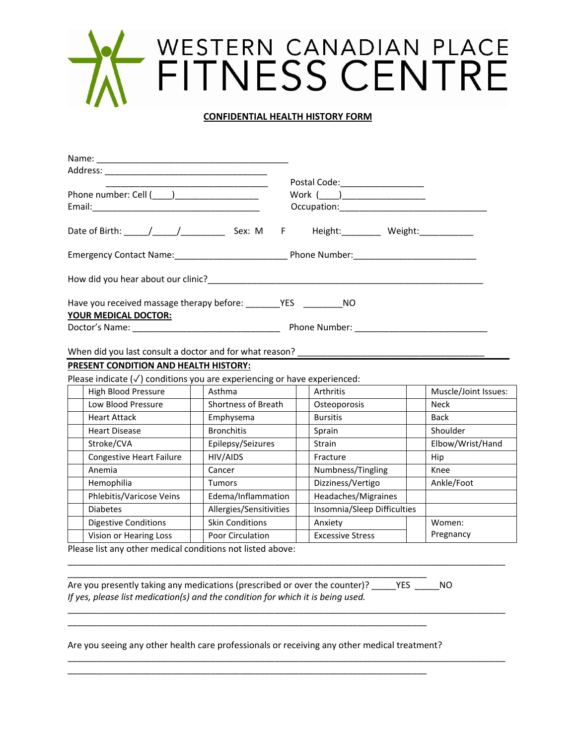# WESTERN CANADIAN PLACE FITNESS CENTRE

**CONFIDENTIAL HEALTH HISTORY FORM**

Name: ________________________________________

Address: __________________________________

__________________________________ Postal Code:_________________

Phone number: Cell (____)_________________ Work (____)_________________

Email:___________________________________ Occupation:______________________________

Date of Birth: _____/_____/_________ Sex: M F Height:________ Weight:___________

Emergency Contact Name:_______________________ Phone Number:_________________________

How did you hear about our clinic?_________________________________________________________

Have you received massage therapy before: _______YES ________NO

**YOUR MEDICAL DOCTOR:**

Doctor's Name: ______________________________ Phone Number: ___________________________

When did you last consult a doctor and for what reason? ______________________________________

**PRESENT CONDITION AND HEALTH HISTORY:**

Please indicate (✓) conditions you are experiencing or have experienced:

| | | | | | | | |
|---|---|---|---|---|---|---|---|
| | High Blood Pressure | | Asthma | | Arthritis | | Muscle/Joint Issues: |
| | Low Blood Pressure | | Shortness of Breath | | Osteoporosis | | Neck |
| | Heart Attack | | Emphysema | | Bursitis | | Back |
| | Heart Disease | | Bronchitis | | Sprain | | Shoulder |
| | Stroke/CVA | | Epilepsy/Seizures | | Strain | | Elbow/Wrist/Hand |
| | Congestive Heart Failure | | HIV/AIDS | | Fracture | | Hip |
| | Anemia | | Cancer | | Numbness/Tingling | | Knee |
| | Hemophilia | | Tumors | | Dizziness/Vertigo | | Ankle/Foot |
| | Phlebitis/Varicose Veins | | Edema/Inflammation | | Headaches/Migraines | | |
| | Diabetes | | Allergies/Sensitivities | | Insomnia/Sleep Difficulties | | |
| | Digestive Conditions | | Skin Conditions | | Anxiety | | Women: |
| | Vision or Hearing Loss | | Poor Circulation | | Excessive Stress | | Pregnancy |

Please list any other medical conditions not listed above:

_____________________________________________________________________________________________

___________________________________________________________________________

Are you presently taking any medications (prescribed or over the counter)? _____YES _____NO

*If yes, please list medication(s) and the condition for which it is being used.*

_____________________________________________________________________________________________

___________________________________________________________________________

Are you seeing any other health care professionals or receiving any other medical treatment?

_____________________________________________________________________________________________

___________________________________________________________________________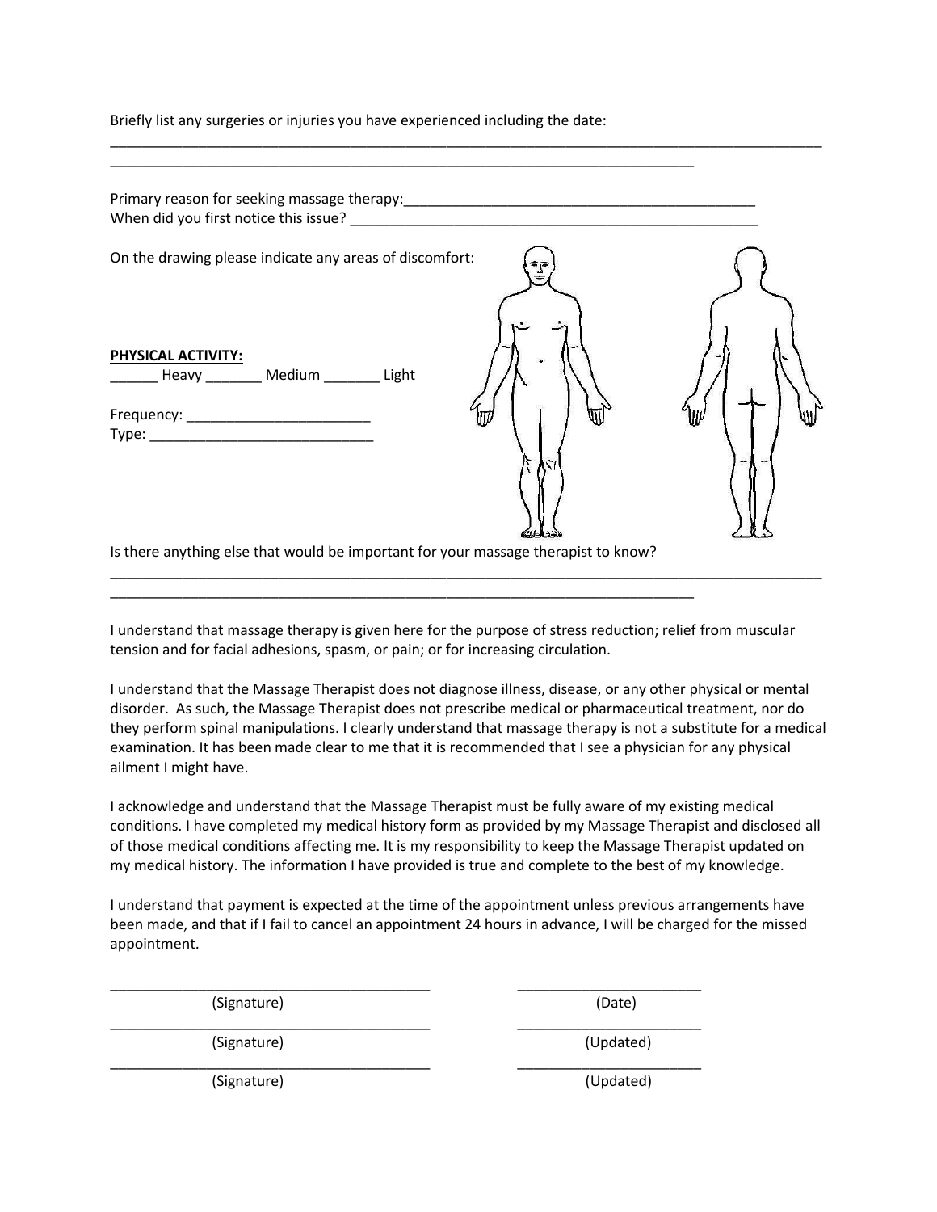Briefly list any surgeries or injuries you have experienced including the date:

_______________________________________________________________________________________________

_____________________________________________________________________________

Primary reason for seeking massage therapy:______________________________________________

When did you first notice this issue? ________________________________________________________

On the drawing please indicate any areas of discomfort:

**PHYSICAL ACTIVITY:**

______ Heavy _______ Medium _______ Light

Frequency: _______________________

Type: ____________________________

Is there anything else that would be important for your massage therapist to know?

_______________________________________________________________________________________________

_____________________________________________________________________________

I understand that massage therapy is given here for the purpose of stress reduction; relief from muscular tension and for facial adhesions, spasm, or pain; or for increasing circulation.

I understand that the Massage Therapist does not diagnose illness, disease, or any other physical or mental disorder. As such, the Massage Therapist does not prescribe medical or pharmaceutical treatment, nor do they perform spinal manipulations. I clearly understand that massage therapy is not a substitute for a medical examination. It has been made clear to me that it is recommended that I see a physician for any physical ailment I might have.

I acknowledge and understand that the Massage Therapist must be fully aware of my existing medical conditions. I have completed my medical history form as provided by my Massage Therapist and disclosed all of those medical conditions affecting me. It is my responsibility to keep the Massage Therapist updated on my medical history. The information I have provided is true and complete to the best of my knowledge.

I understand that payment is expected at the time of the appointment unless previous arrangements have been made, and that if I fail to cancel an appointment 24 hours in advance, I will be charged for the missed appointment.

_________________________________________ &nbsp;&nbsp;&nbsp;&nbsp; _______________________

(Signature) &nbsp;&nbsp;&nbsp;&nbsp; (Date)

_________________________________________ &nbsp;&nbsp;&nbsp;&nbsp; _______________________

(Signature) &nbsp;&nbsp;&nbsp;&nbsp; (Updated)

_________________________________________ &nbsp;&nbsp;&nbsp;&nbsp; _______________________

(Signature) &nbsp;&nbsp;&nbsp;&nbsp; (Updated)